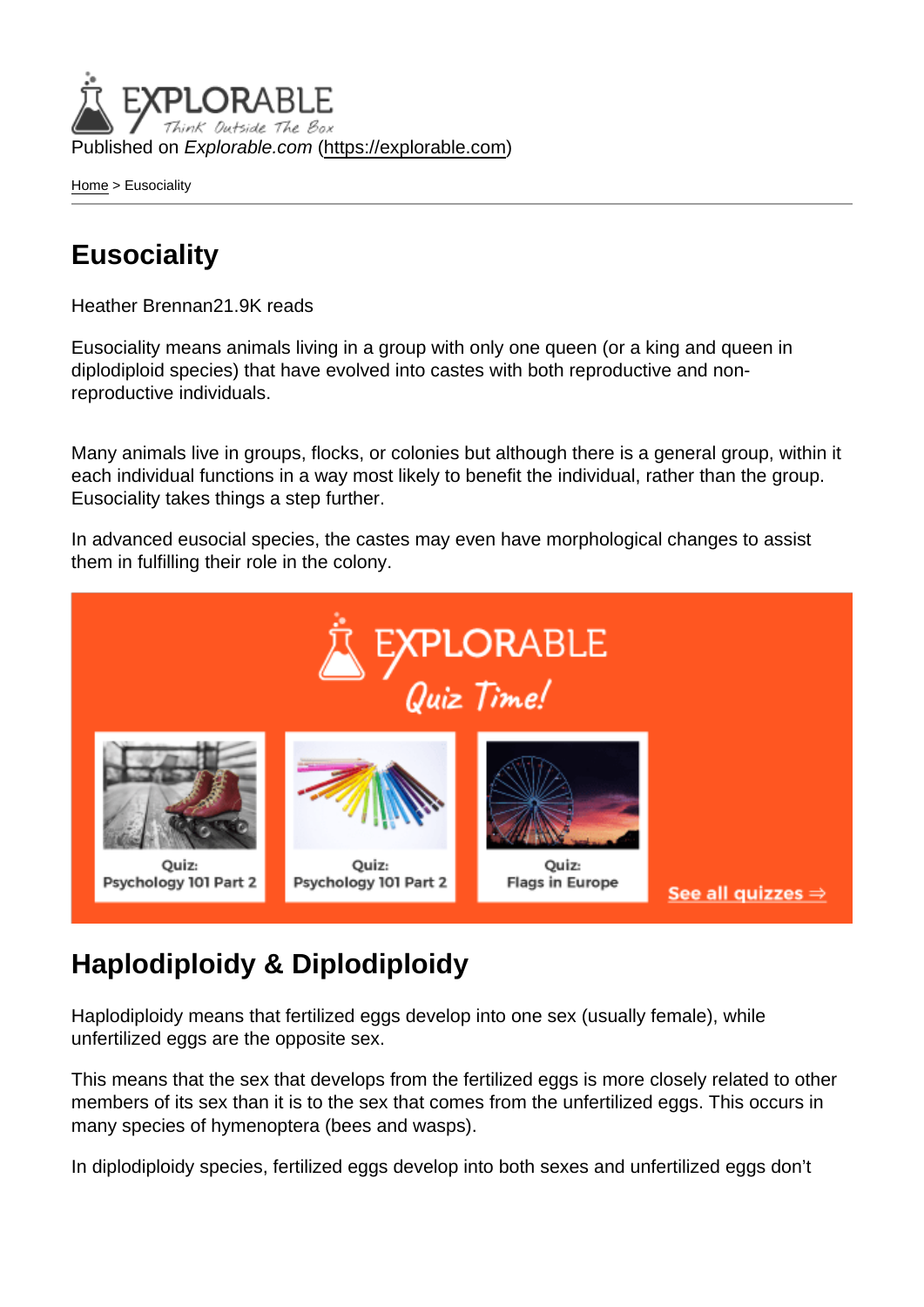Published on *Explorable.com* (https://explorable.com)

Home > Eusociality

# Eusociality

Heather Brennan21.9K reads

Eusociality means animals living in a group with only one queen (or a king and queen in diplodiploid species) that have evolved into castes with both reproductive and non-reproductive individuals.

Many animals live in groups, flocks, or colonies but although there is a general group, within it each individual functions in a way most likely to benefit the individual, rather than the group. Eusociality takes things a step further.

In advanced eusocial species, the castes may even have morphological changes to assist them in fulfilling their role in the colony.

## Haplodiploidy & Diplodiploidy

Haplodiploidy means that fertilized eggs develop into one sex (usually female), while unfertilized eggs are the opposite sex.

This means that the sex that develops from the fertilized eggs is more closely related to other members of its sex than it is to the sex that comes from the unfertilized eggs. This occurs in many species of hymenoptera (bees and wasps).

In diplodiploidy species, fertilized eggs develop into both sexes and unfertilized eggs don't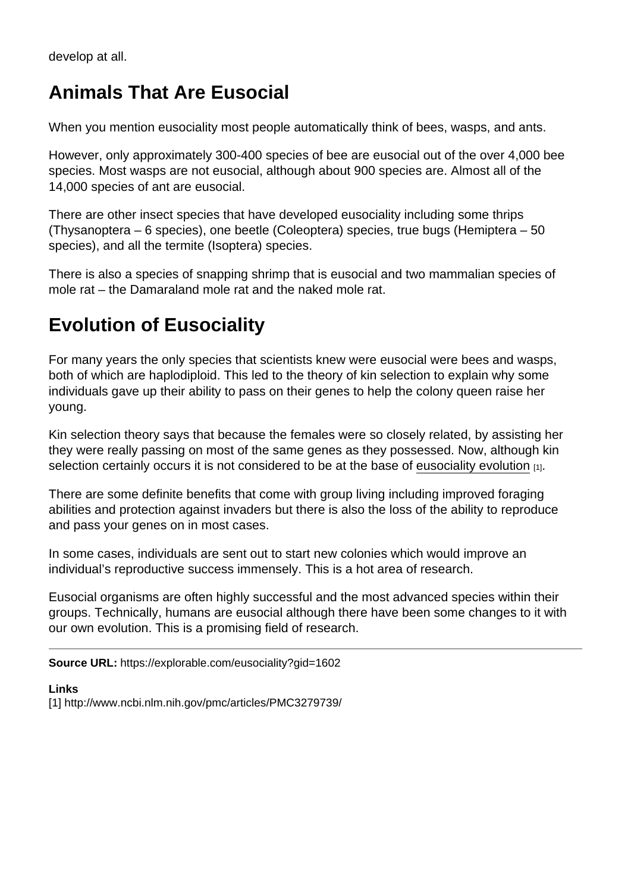develop at all.

## Animals That Are Eusocial

When you mention eusociality most people automatically think of bees, wasps, and ants.

However, only approximately 300-400 species of bee are eusocial out of the over 4,000 bee species. Most wasps are not eusocial, although about 900 species are. Almost all of the 14,000 species of ant are eusocial.

There are other insect species that have developed eusociality including some thrips (Thysanoptera – 6 species), one beetle (Coleoptera) species, true bugs (Hemiptera – 50 species), and all the termite (Isoptera) species.

There is also a species of snapping shrimp that is eusocial and two mammalian species of mole rat – the Damaraland mole rat and the naked mole rat.

## Evolution of Eusociality

For many years the only species that scientists knew were eusocial were bees and wasps, both of which are haplodiploid. This led to the theory of kin selection to explain why some individuals gave up their ability to pass on their genes to help the colony queen raise her young.

Kin selection theory says that because the females were so closely related, by assisting her they were really passing on most of the same genes as they possessed. Now, although kin selection certainly occurs it is not considered to be at the base of eusociality evolution [1].

There are some definite benefits that come with group living including improved foraging abilities and protection against invaders but there is also the loss of the ability to reproduce and pass your genes on in most cases.

In some cases, individuals are sent out to start new colonies which would improve an individual's reproductive success immensely. This is a hot area of research.

Eusocial organisms are often highly successful and the most advanced species within their groups. Technically, humans are eusocial although there have been some changes to it with our own evolution. This is a promising field of research.

---

**Source URL:** https://explorable.com/eusociality?gid=1602

**Links**
[1] http://www.ncbi.nlm.nih.gov/pmc/articles/PMC3279739/